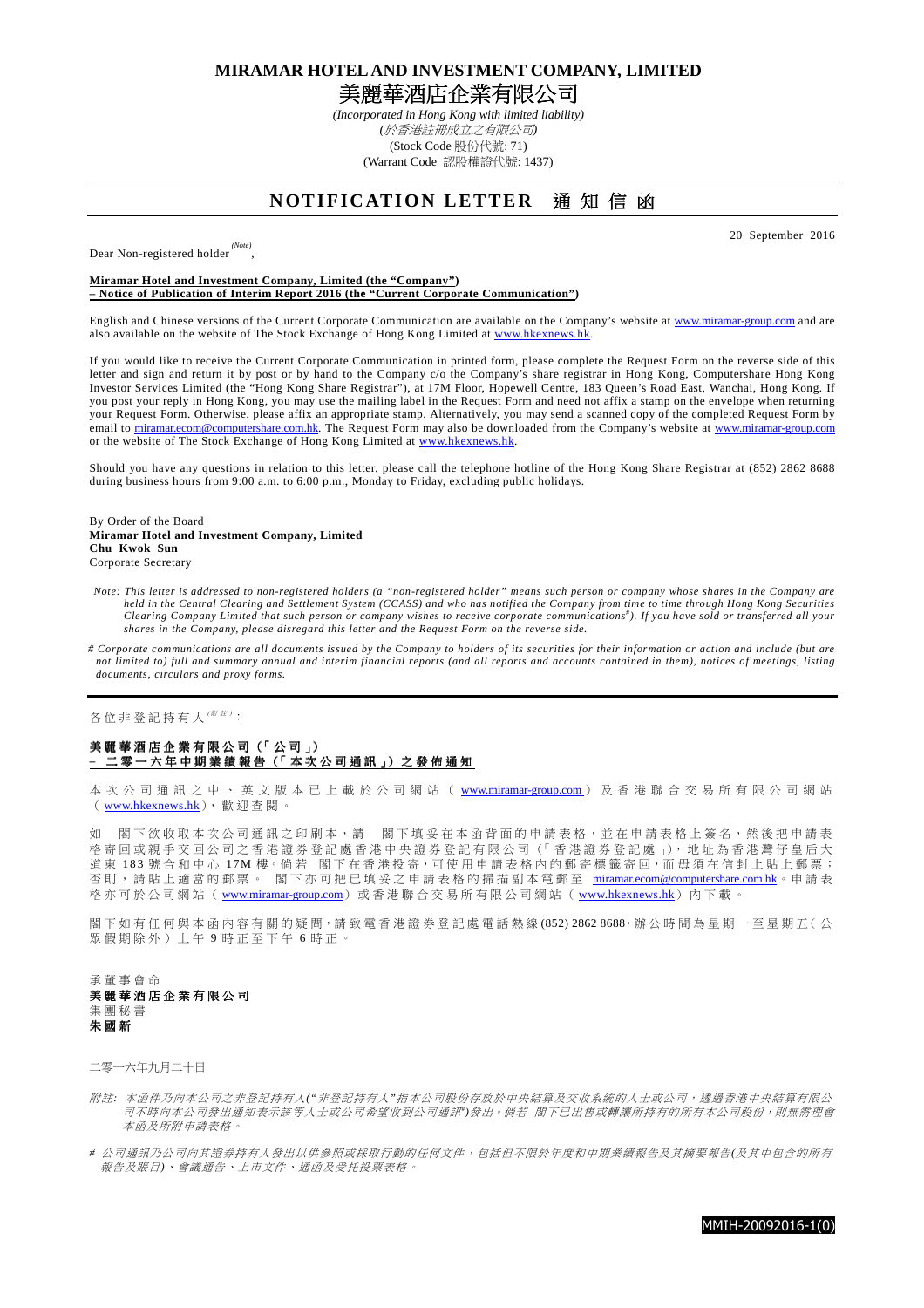# MIRAMAR HOTEL AND INVESTMENT COMPANY, LIMITED

# 美麗華酒店企業有限公司

*(Incorporated in Hong Kong with limited liability)*
*(於香港註冊成立之有限公司)*
(Stock Code 股份代號: 71)
(Warrant Code 認股權證代號: 1437)

## NOTIFICATION LETTER 通知信函

20 September 2016

Dear Non-registered holder [(Note)],

**Miramar Hotel and Investment Company, Limited (the "Company")**
**– Notice of Publication of Interim Report 2016 (the "Current Corporate Communication")**

English and Chinese versions of the Current Corporate Communication are available on the Company's website at www.miramar-group.com and are also available on the website of The Stock Exchange of Hong Kong Limited at www.hkexnews.hk.

If you would like to receive the Current Corporate Communication in printed form, please complete the Request Form on the reverse side of this letter and sign and return it by post or by hand to the Company c/o the Company's share registrar in Hong Kong, Computershare Hong Kong Investor Services Limited (the "Hong Kong Share Registrar"), at 17M Floor, Hopewell Centre, 183 Queen's Road East, Wanchai, Hong Kong. If you post your reply in Hong Kong, you may use the mailing label in the Request Form and need not affix a stamp on the envelope when returning your Request Form. Otherwise, please affix an appropriate stamp. Alternatively, you may send a scanned copy of the completed Request Form by email to miramar.ecom@computershare.com.hk. The Request Form may also be downloaded from the Company's website at www.miramar-group.com or the website of The Stock Exchange of Hong Kong Limited at www.hkexnews.hk.

Should you have any questions in relation to this letter, please call the telephone hotline of the Hong Kong Share Registrar at (852) 2862 8688 during business hours from 9:00 a.m. to 6:00 p.m., Monday to Friday, excluding public holidays.

By Order of the Board
**Miramar Hotel and Investment Company, Limited**
**Chu Kwok Sun**
Corporate Secretary

*Note: This letter is addressed to non-registered holders (a "non-registered holder" means such person or company whose shares in the Company are held in the Central Clearing and Settlement System (CCASS) and who has notified the Company from time to time through Hong Kong Securities Clearing Company Limited that such person or company wishes to receive corporate communications[#]). If you have sold or transferred all your shares in the Company, please disregard this letter and the Request Form on the reverse side.*

*# Corporate communications are all documents issued by the Company to holders of its securities for their information or action and include (but are not limited to) full and summary annual and interim financial reports (and all reports and accounts contained in them), notices of meetings, listing documents, circulars and proxy forms.*

---

各位非登記持有人[(附註)]：

**美麗華酒店企業有限公司(「公司」)**
**– 二零一六年中期業績報告(「本次公司通訊」)之發佈通知**

本次公司通訊之中、英文版本已上載於公司網站(www.miramar-group.com)及香港聯合交易所有限公司網站(www.hkexnews.hk)，歡迎查閱。

如 閣下欲收取本次公司通訊之印刷本，請 閣下填妥在本函背面的申請表格，並在申請表格上簽名，然後把申請表格寄回或親手交回公司之香港證券登記處香港中央證券登記有限公司(「香港證券登記處」)，地址為香港灣仔皇后大道東183號合和中心17M樓。倘若 閣下在香港投寄，可使用申請表格內的郵寄標籤寄回，而毋須在信封上貼上郵票；否則，請貼上適當的郵票。 閣下亦可把已填妥之申請表格的掃描副本電郵至 miramar.ecom@computershare.com.hk。申請表格亦可於公司網站(www.miramar-group.com)或香港聯合交易所有限公司網站(www.hkexnews.hk)內下載。

閣下如有任何與本函內容有關的疑問，請致電香港證券登記處電話熱線(852) 2862 8688，辦公時間為星期一至星期五(公眾假期除外)上午9時正至下午6時正。

承董事會命
**美麗華酒店企業有限公司**
集團秘書
**朱國新**

二零一六年九月二十日

*附註：本函件乃向本公司之非登記持有人("非登記持有人"指本公司股份存放於中央結算及交收系統的人士或公司，透過香港中央結算有限公司不時向本公司發出通知表示該等人士或公司希望收到公司通訊[#])發出。倘若 閣下已出售或轉讓所持有的所有本公司股份，則無需理會本函及所附申請表格。*

*# 公司通訊乃公司向其證券持有人發出以供參照或採取行動的任何文件，包括但不限於年度和中期業績報告及其摘要報告(及其中包含的所有報告及賬目)、會議通告、上市文件、通函及委託投票表格。*

MMIH-20092016-1(0)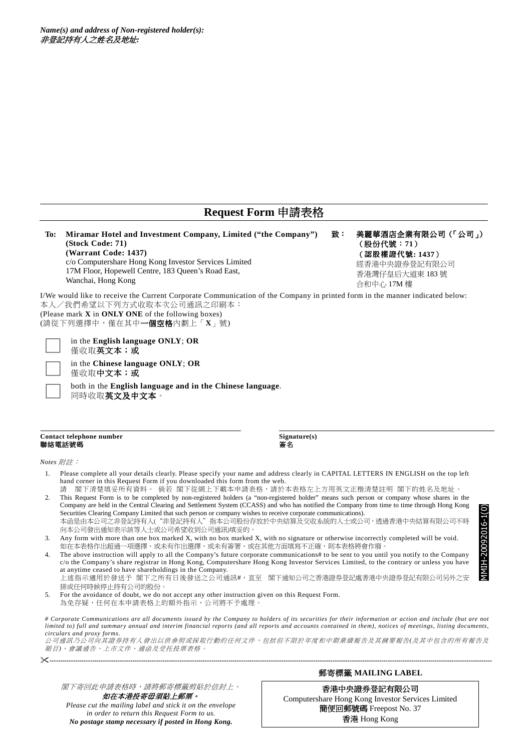*Name(s) and address of Non-registered holder(s):*
***非登記持有人之姓名及地址:***

# Request Form 申請表格

**To: Miramar Hotel and Investment Company, Limited ("the Company")**
**(Stock Code: 71)**
**(Warrant Code: 1437)**
c/o Computershare Hong Kong Investor Services Limited
17M Floor, Hopewell Centre, 183 Queen's Road East,
Wanchai, Hong Kong

**致： 美麗華酒店企業有限公司(「公司」)**
**(股份代號：71)**
**(認股權證代號: 1437)**
經香港中央證券登記有限公司
香港灣仔皇后大道東183號
合和中心17M樓

I/We would like to receive the Current Corporate Communication of the Company in printed form in the manner indicated below:
本人／我們希望以下列方式收取本次公司通訊之印刷本：
(Please mark **X** in **ONLY ONE** of the following boxes)
(請從下列選擇中，僅在其中**一個空格**內劃上「**X**」號)

☐ in the **English language ONLY**; **OR**
僅收取**英文本；或**

☐ in the **Chinese language ONLY**; **OR**
僅收取**中文本；或**

☐ both in the **English language and in the Chinese language**.
同時收取**英文及中文本**。

**Contact telephone number**
**聯絡電話號碼**

**Signature(s)**
**簽名**

*Notes 附註：*

1. Please complete all your details clearly. Please specify your name and address clearly in CAPITAL LETTERS IN ENGLISH on the top left hand corner in this Request Form if you downloaded this form from the web.
請　閣下清楚填妥所有資料。 倘若 閣下從網上下載本申請表格，請於本表格左上方用英文正楷清楚註明 閣下的姓名及地址。
2. This Request Form is to be completed by non-registered holders (a "non-registered holder" means such person or company whose shares in the Company are held in the Central Clearing and Settlement System (CCASS) and who has notified the Company from time to time through Hong Kong Securities Clearing Company Limited that such person or company wishes to receive corporate communications).
本函是由本公司之非登記持有人("非登記持有人"指本公司股份存放於中央結算及交收系統的人士或公司，透過香港中央結算有限公司不時向本公司發出通知表示該等人士或公司希望收到公司通訊)填妥的。
3. Any form with more than one box marked X, with no box marked X, with no signature or otherwise incorrectly completed will be void.
如在本表格作出超過一項選擇、或未有作出選擇、或未有簽署、或在其他方面填寫不正確，則本表格將會作廢。
4. The above instruction will apply to all the Company's future corporate communications# to be sent to you until you notify to the Company c/o the Company's share registrar in Hong Kong, Computershare Hong Kong Investor Services Limited, to the contrary or unless you have at anytime ceased to have shareholdings in the Company.
上述指示適用於發送予 閣下之所有日後發送之公司通訊#，直至 閣下通知公司之香港證券登記處香港中央證券登記有限公司另外之安排或任何時候停止持有公司的股份。
5. For the avoidance of doubt, we do not accept any other instruction given on this Request Form.
為免存疑，任何在本申請表格上的額外指示，公司將不予處理。

*# Corporate Communications are all documents issued by the Company to holders of its securities for their information or action and include (but are not limited to) full and summary annual and interim financial reports (and all reports and accounts contained in them), notices of meetings, listing documents, circulars and proxy forms.*
*公司通訊乃公司向其證券持有人發出以供參照或採取行動的任何文件，包括但不限於年度和中期業績報告及其摘要報告(及其中包含的所有報告及賬目)、會議通告、上市文件、通函及受托投票表格。*

MMIH-20092016-1(0)

---

*閣下寄回此申請表格時，請將郵寄標籤剪貼於信封上。*
***如在本港投寄毋須貼上郵票。***
*Please cut the mailing label and stick it on the envelope in order to return this Request Form to us.*
***No postage stamp necessary if posted in Hong Kong.***

**郵寄標籤 MAILING LABEL**

香港中央證券登記有限公司
Computershare Hong Kong Investor Services Limited
簡便回郵號碼 Freepost No. 37
香港 Hong Kong